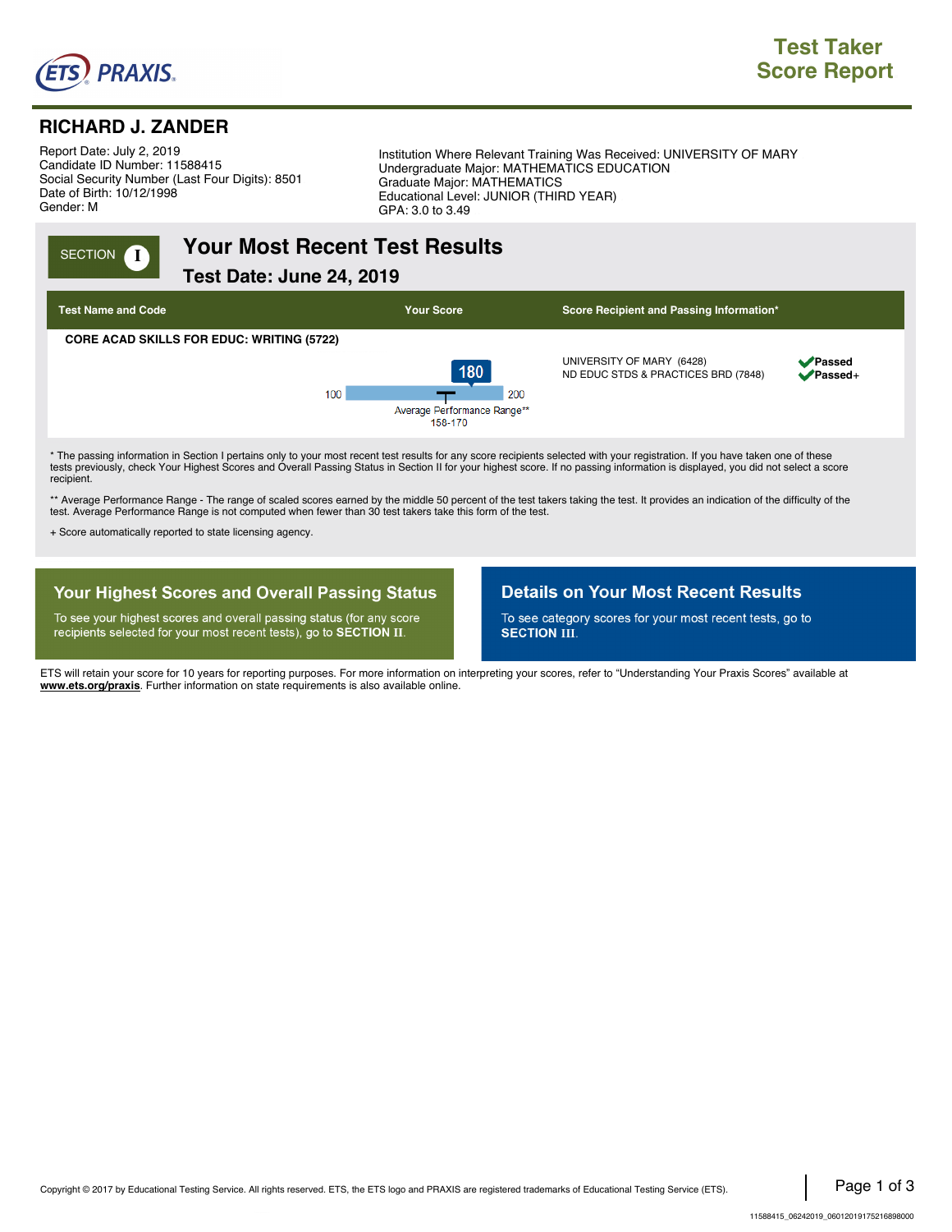# Test Taker Score Report

ETS PRAXIS

## RICHARD J. ZANDER

Report Date: July 2, 2019
Candidate ID Number: 11588415
Social Security Number (Last Four Digits): 8501
Date of Birth: 10/12/1998
Gender: M

Institution Where Relevant Training Was Received: UNIVERSITY OF MARY
Undergraduate Major: MATHEMATICS EDUCATION
Graduate Major: MATHEMATICS
Educational Level: JUNIOR (THIRD YEAR)
GPA: 3.0 to 3.49

SECTION I

## Your Most Recent Test Results

### Test Date: June 24, 2019

| Test Name and Code | Your Score | Score Recipient and Passing Information* | |
|---|---|---|---|
| CORE ACAD SKILLS FOR EDUC: WRITING (5722) | 180 (scale 100–200; Average Performance Range** 158-170) | UNIVERSITY OF MARY (6428) | Passed |
| | | ND EDUC STDS & PRACTICES BRD (7848) | Passed+ |

\* The passing information in Section I pertains only to your most recent test results for any score recipients selected with your registration. If you have taken one of these tests previously, check Your Highest Scores and Overall Passing Status in Section II for your highest score. If no passing information is displayed, you did not select a score recipient.

\*\* Average Performance Range - The range of scaled scores earned by the middle 50 percent of the test takers taking the test. It provides an indication of the difficulty of the test. Average Performance Range is not computed when fewer than 30 test takers take this form of the test.

+ Score automatically reported to state licensing agency.

## Your Highest Scores and Overall Passing Status

To see your highest scores and overall passing status (for any score recipients selected for your most recent tests), go to **SECTION II**.

## Details on Your Most Recent Results

To see category scores for your most recent tests, go to **SECTION III**.

ETS will retain your score for 10 years for reporting purposes. For more information on interpreting your scores, refer to "Understanding Your Praxis Scores" available at **www.ets.org/praxis**. Further information on state requirements is also available online.

Copyright © 2017 by Educational Testing Service. All rights reserved. ETS, the ETS logo and PRAXIS are registered trademarks of Educational Testing Service (ETS).

11588415_06242019_06012019175216898000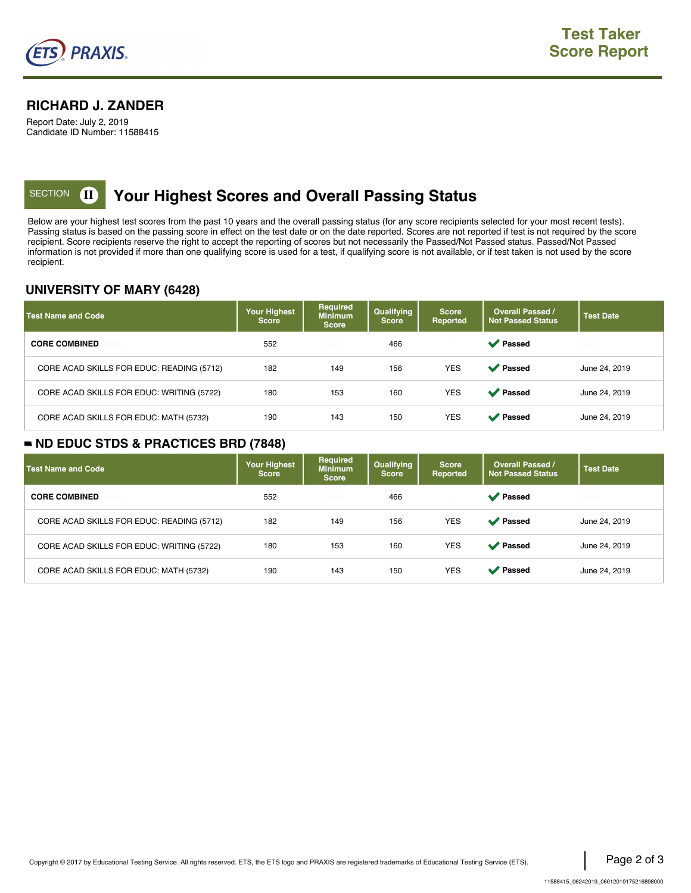# Test Taker Score Report

## RICHARD J. ZANDER

Report Date: July 2, 2019
Candidate ID Number: 11588415

## SECTION II Your Highest Scores and Overall Passing Status

Below are your highest test scores from the past 10 years and the overall passing status (for any score recipients selected for your most recent tests). Passing status is based on the passing score in effect on the test date or on the date reported. Scores are not reported if test is not required by the score recipient. Score recipients reserve the right to accept the reporting of scores but not necessarily the Passed/Not Passed status. Passed/Not Passed information is not provided if more than one qualifying score is used for a test, if qualifying score is not available, or if test taken is not used by the score recipient.

### UNIVERSITY OF MARY (6428)

| Test Name and Code | Your Highest Score | Required Minimum Score | Qualifying Score | Score Reported | Overall Passed / Not Passed Status | Test Date |
|---|---|---|---|---|---|---|
| **CORE COMBINED** | 552 | | 466 | | ✔ Passed | |
| CORE ACAD SKILLS FOR EDUC: READING (5712) | 182 | 149 | 156 | YES | ✔ Passed | June 24, 2019 |
| CORE ACAD SKILLS FOR EDUC: WRITING (5722) | 180 | 153 | 160 | YES | ✔ Passed | June 24, 2019 |
| CORE ACAD SKILLS FOR EDUC: MATH (5732) | 190 | 143 | 150 | YES | ✔ Passed | June 24, 2019 |

### ND EDUC STDS & PRACTICES BRD (7848)

| Test Name and Code | Your Highest Score | Required Minimum Score | Qualifying Score | Score Reported | Overall Passed / Not Passed Status | Test Date |
|---|---|---|---|---|---|---|
| **CORE COMBINED** | 552 | | 466 | | ✔ Passed | |
| CORE ACAD SKILLS FOR EDUC: READING (5712) | 182 | 149 | 156 | YES | ✔ Passed | June 24, 2019 |
| CORE ACAD SKILLS FOR EDUC: WRITING (5722) | 180 | 153 | 160 | YES | ✔ Passed | June 24, 2019 |
| CORE ACAD SKILLS FOR EDUC: MATH (5732) | 190 | 143 | 150 | YES | ✔ Passed | June 24, 2019 |

Copyright © 2017 by Educational Testing Service. All rights reserved. ETS, the ETS logo and PRAXIS are registered trademarks of Educational Testing Service (ETS).

11588415_06242019_06012019175216898000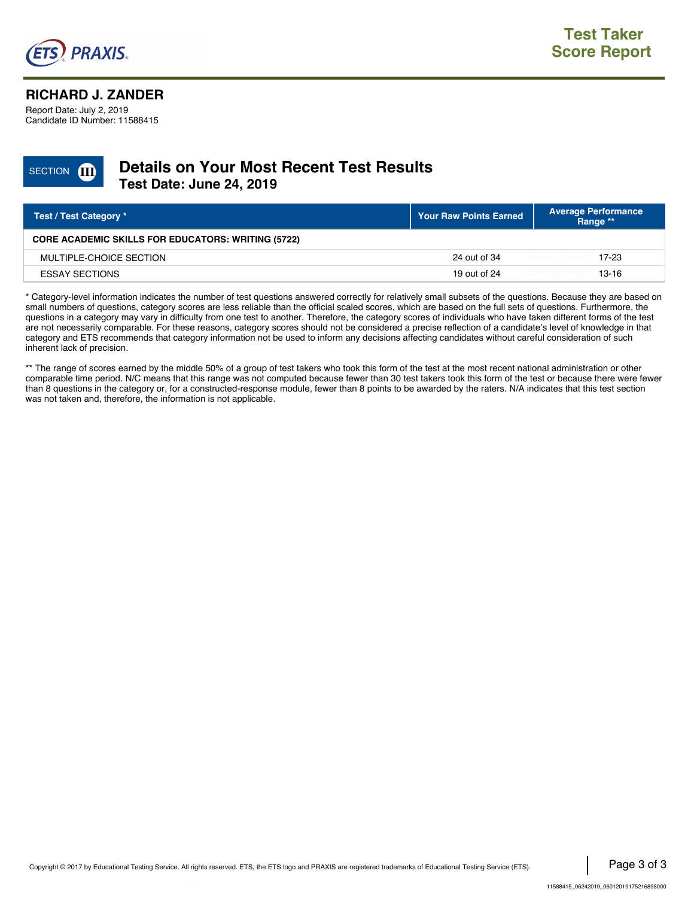# Test Taker Score Report

## RICHARD J. ZANDER

Report Date: July 2, 2019
Candidate ID Number: 11588415

## SECTION III Details on Your Most Recent Test Results

### Test Date: June 24, 2019

| Test / Test Category * | Your Raw Points Earned | Average Performance Range ** |
|---|---|---|
| **CORE ACADEMIC SKILLS FOR EDUCATORS: WRITING (5722)** | | |
| MULTIPLE-CHOICE SECTION | 24 out of 34 | 17-23 |
| ESSAY SECTIONS | 19 out of 24 | 13-16 |

* Category-level information indicates the number of test questions answered correctly for relatively small subsets of the questions. Because they are based on small numbers of questions, category scores are less reliable than the official scaled scores, which are based on the full sets of questions. Furthermore, the questions in a category may vary in difficulty from one test to another. Therefore, the category scores of individuals who have taken different forms of the test are not necessarily comparable. For these reasons, category scores should not be considered a precise reflection of a candidate's level of knowledge in that category and ETS recommends that category information not be used to inform any decisions affecting candidates without careful consideration of such inherent lack of precision.

** The range of scores earned by the middle 50% of a group of test takers who took this form of the test at the most recent national administration or other comparable time period. N/C means that this range was not computed because fewer than 30 test takers took this form of the test or because there were fewer than 8 questions in the category or, for a constructed-response module, fewer than 8 points to be awarded by the raters. N/A indicates that this test section was not taken and, therefore, the information is not applicable.

Copyright © 2017 by Educational Testing Service. All rights reserved. ETS, the ETS logo and PRAXIS are registered trademarks of Educational Testing Service (ETS).

11588415_06242019_06012019175216898000